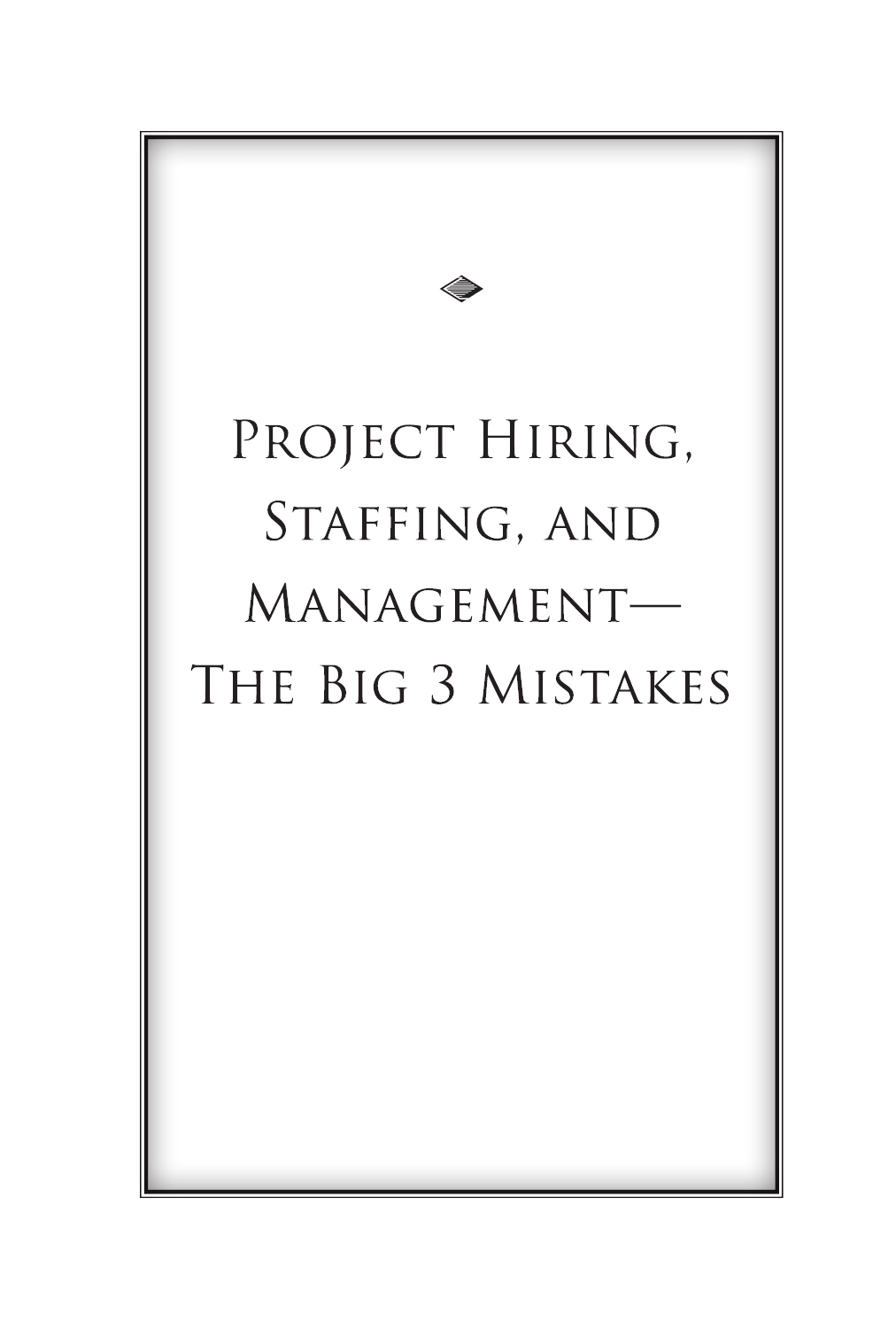# Project Hiring, Staffing, and Management— The Big 3 Mistakes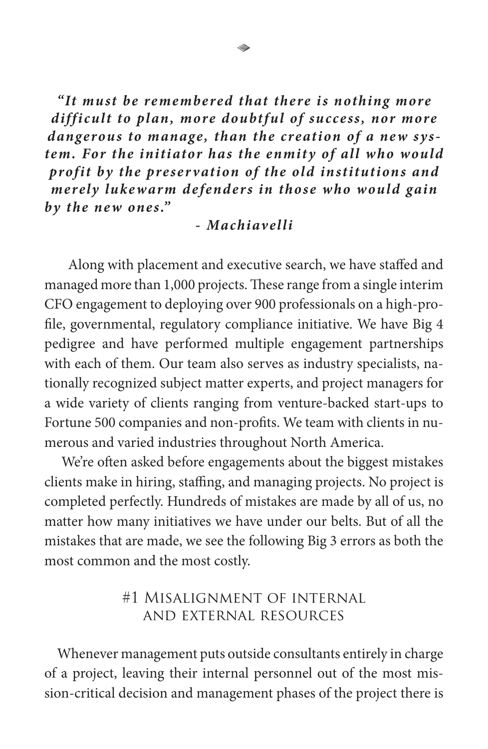*"It must be remembered that there is nothing more difficult to plan, more doubtful of success, nor more dangerous to manage, than the creation of a new system. For the initiator has the enmity of all who would profit by the preservation of the old institutions and merely lukewarm defenders in those who would gain by the new ones."*

*- Machiavelli*

Along with placement and executive search, we have staffed and managed more than 1,000 projects. These range from a single interim CFO engagement to deploying over 900 professionals on a high-profile, governmental, regulatory compliance initiative. We have Big 4 pedigree and have performed multiple engagement partnerships with each of them. Our team also serves as industry specialists, nationally recognized subject matter experts, and project managers for a wide variety of clients ranging from venture-backed start-ups to Fortune 500 companies and non-profits. We team with clients in numerous and varied industries throughout North America.

We're often asked before engagements about the biggest mistakes clients make in hiring, staffing, and managing projects. No project is completed perfectly. Hundreds of mistakes are made by all of us, no matter how many initiatives we have under our belts. But of all the mistakes that are made, we see the following Big 3 errors as both the most common and the most costly.

## #1 Misalignment of internal and external resources

Whenever management puts outside consultants entirely in charge of a project, leaving their internal personnel out of the most mission-critical decision and management phases of the project there is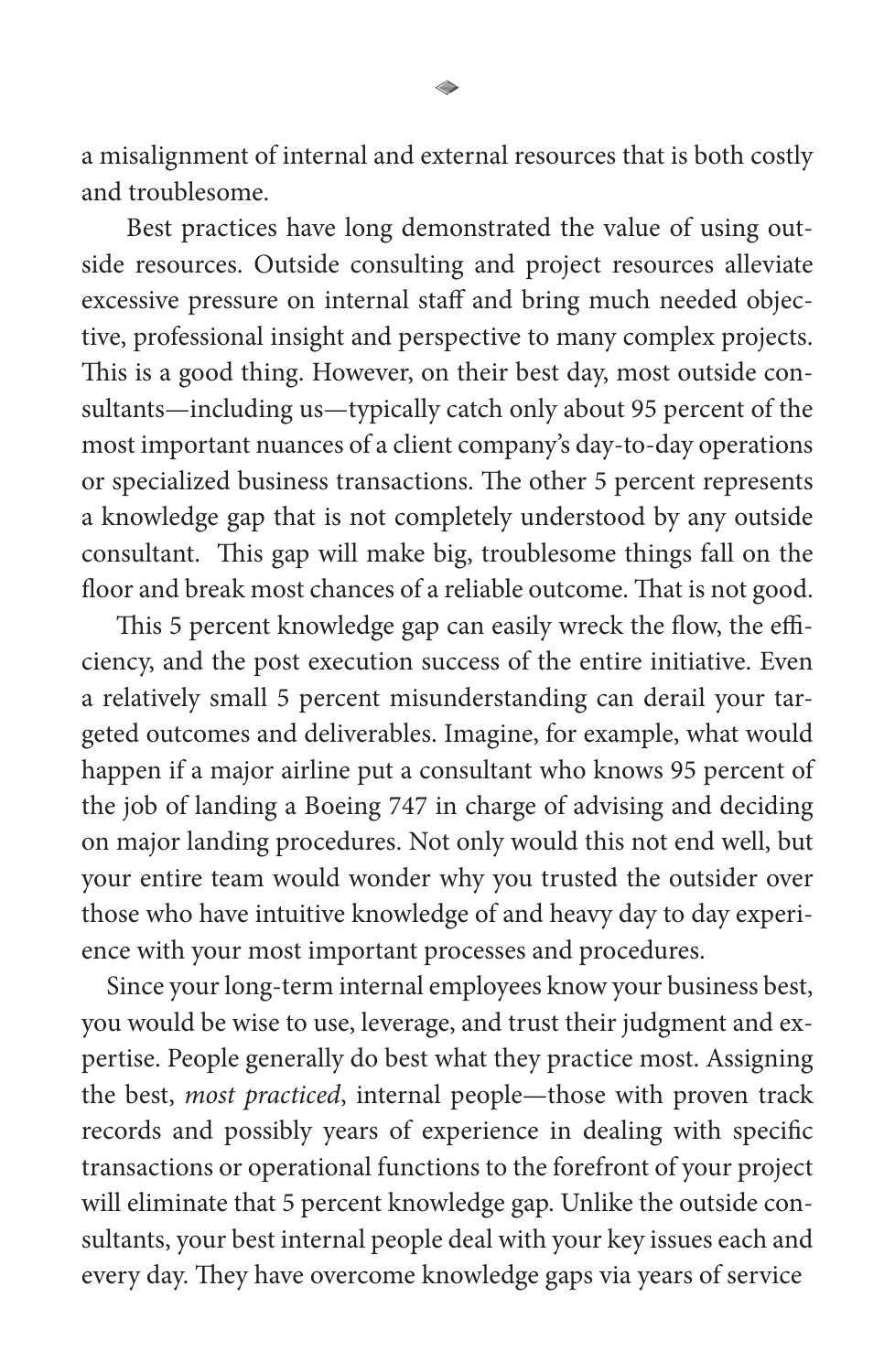a misalignment of internal and external resources that is both costly and troublesome.

Best practices have long demonstrated the value of using outside resources. Outside consulting and project resources alleviate excessive pressure on internal staff and bring much needed objective, professional insight and perspective to many complex projects. This is a good thing. However, on their best day, most outside consultants—including us—typically catch only about 95 percent of the most important nuances of a client company's day-to-day operations or specialized business transactions. The other 5 percent represents a knowledge gap that is not completely understood by any outside consultant. This gap will make big, troublesome things fall on the floor and break most chances of a reliable outcome. That is not good.

This 5 percent knowledge gap can easily wreck the flow, the efficiency, and the post execution success of the entire initiative. Even a relatively small 5 percent misunderstanding can derail your targeted outcomes and deliverables. Imagine, for example, what would happen if a major airline put a consultant who knows 95 percent of the job of landing a Boeing 747 in charge of advising and deciding on major landing procedures. Not only would this not end well, but your entire team would wonder why you trusted the outsider over those who have intuitive knowledge of and heavy day to day experience with your most important processes and procedures.

Since your long-term internal employees know your business best, you would be wise to use, leverage, and trust their judgment and expertise. People generally do best what they practice most. Assigning the best, *most practiced*, internal people—those with proven track records and possibly years of experience in dealing with specific transactions or operational functions to the forefront of your project will eliminate that 5 percent knowledge gap. Unlike the outside consultants, your best internal people deal with your key issues each and every day. They have overcome knowledge gaps via years of service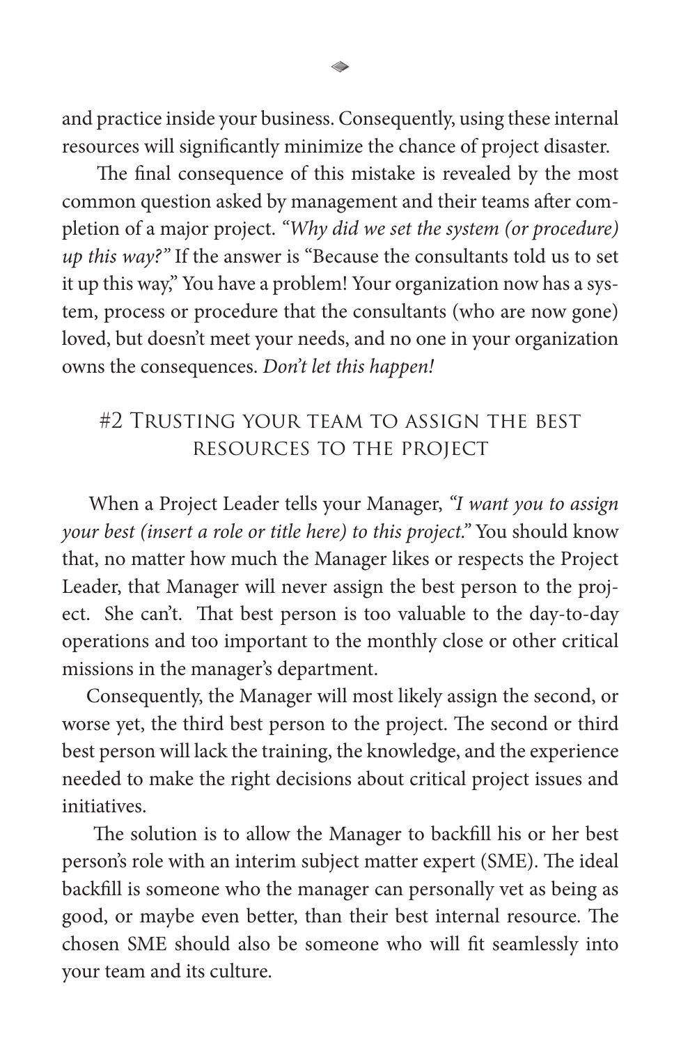and practice inside your business. Consequently, using these internal resources will significantly minimize the chance of project disaster.

The final consequence of this mistake is revealed by the most common question asked by management and their teams after completion of a major project. *"Why did we set the system (or procedure) up this way?"* If the answer is "Because the consultants told us to set it up this way," You have a problem! Your organization now has a system, process or procedure that the consultants (who are now gone) loved, but doesn't meet your needs, and no one in your organization owns the consequences. *Don't let this happen!*

## #2 Trusting your team to assign the best resources to the project

When a Project Leader tells your Manager, *"I want you to assign your best (insert a role or title here) to this project."* You should know that, no matter how much the Manager likes or respects the Project Leader, that Manager will never assign the best person to the project. She can't. That best person is too valuable to the day-to-day operations and too important to the monthly close or other critical missions in the manager's department.

Consequently, the Manager will most likely assign the second, or worse yet, the third best person to the project. The second or third best person will lack the training, the knowledge, and the experience needed to make the right decisions about critical project issues and initiatives.

The solution is to allow the Manager to backfill his or her best person's role with an interim subject matter expert (SME). The ideal backfill is someone who the manager can personally vet as being as good, or maybe even better, than their best internal resource. The chosen SME should also be someone who will fit seamlessly into your team and its culture.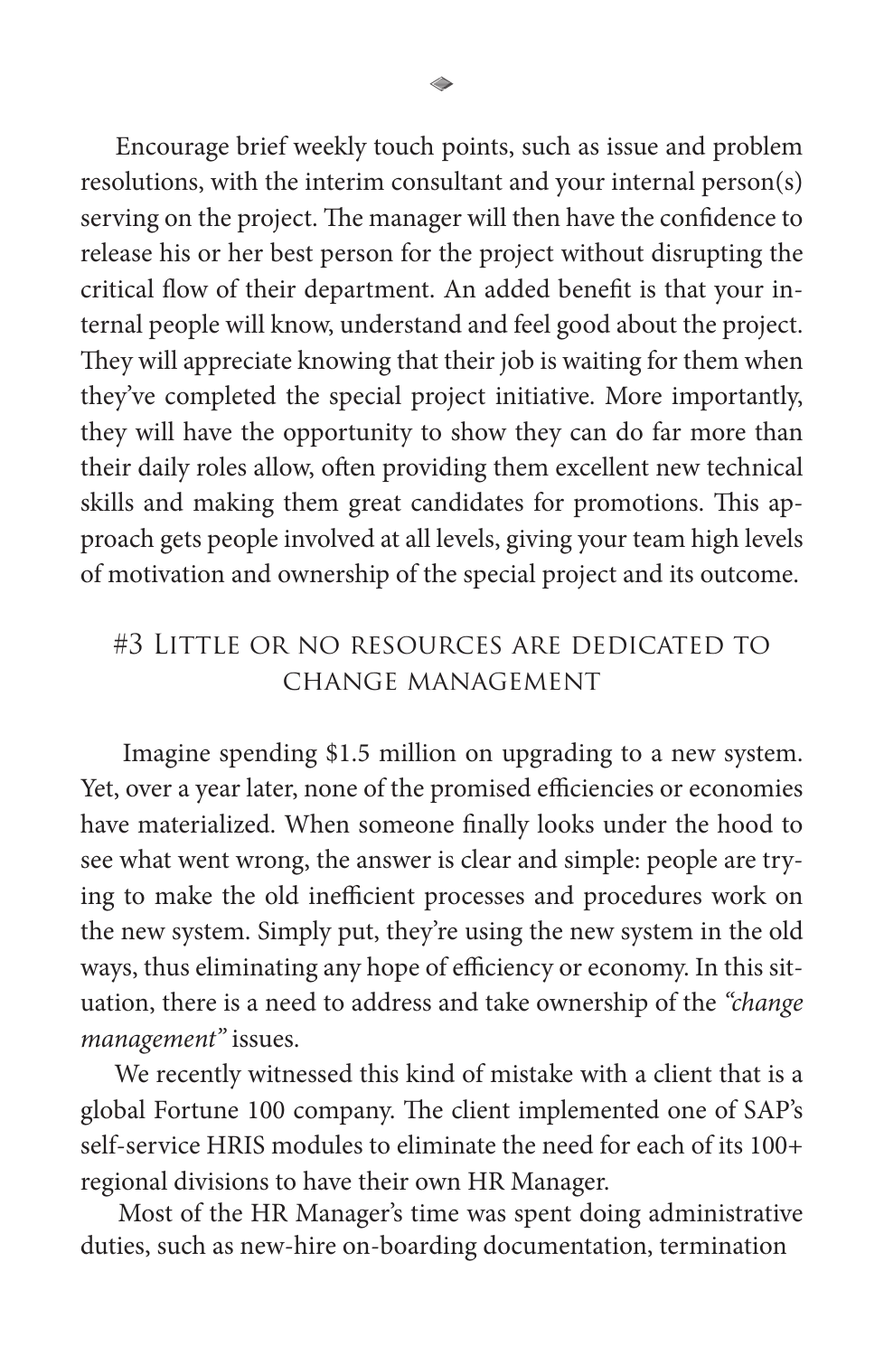Encourage brief weekly touch points, such as issue and problem resolutions, with the interim consultant and your internal person(s) serving on the project. The manager will then have the confidence to release his or her best person for the project without disrupting the critical flow of their department. An added benefit is that your internal people will know, understand and feel good about the project. They will appreciate knowing that their job is waiting for them when they've completed the special project initiative. More importantly, they will have the opportunity to show they can do far more than their daily roles allow, often providing them excellent new technical skills and making them great candidates for promotions. This approach gets people involved at all levels, giving your team high levels of motivation and ownership of the special project and its outcome.

## #3 Little or no resources are dedicated to change management

Imagine spending $1.5 million on upgrading to a new system. Yet, over a year later, none of the promised efficiencies or economies have materialized. When someone finally looks under the hood to see what went wrong, the answer is clear and simple: people are trying to make the old inefficient processes and procedures work on the new system. Simply put, they're using the new system in the old ways, thus eliminating any hope of efficiency or economy. In this situation, there is a need to address and take ownership of the *"change management"* issues.

We recently witnessed this kind of mistake with a client that is a global Fortune 100 company. The client implemented one of SAP's self-service HRIS modules to eliminate the need for each of its 100+ regional divisions to have their own HR Manager.

Most of the HR Manager's time was spent doing administrative duties, such as new-hire on-boarding documentation, termination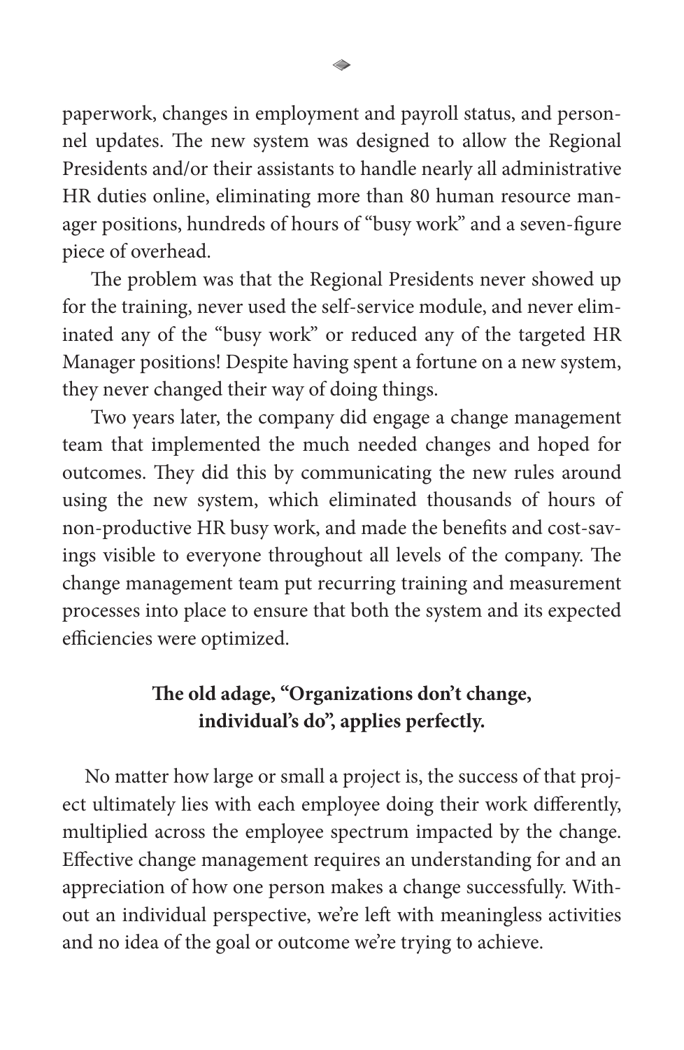paperwork, changes in employment and payroll status, and personnel updates. The new system was designed to allow the Regional Presidents and/or their assistants to handle nearly all administrative HR duties online, eliminating more than 80 human resource manager positions, hundreds of hours of "busy work" and a seven-figure piece of overhead.

The problem was that the Regional Presidents never showed up for the training, never used the self-service module, and never eliminated any of the "busy work" or reduced any of the targeted HR Manager positions! Despite having spent a fortune on a new system, they never changed their way of doing things.

Two years later, the company did engage a change management team that implemented the much needed changes and hoped for outcomes. They did this by communicating the new rules around using the new system, which eliminated thousands of hours of non-productive HR busy work, and made the benefits and cost-savings visible to everyone throughout all levels of the company. The change management team put recurring training and measurement processes into place to ensure that both the system and its expected efficiencies were optimized.

**The old adage, "Organizations don't change, individual's do", applies perfectly.**

No matter how large or small a project is, the success of that project ultimately lies with each employee doing their work differently, multiplied across the employee spectrum impacted by the change. Effective change management requires an understanding for and an appreciation of how one person makes a change successfully. Without an individual perspective, we're left with meaningless activities and no idea of the goal or outcome we're trying to achieve.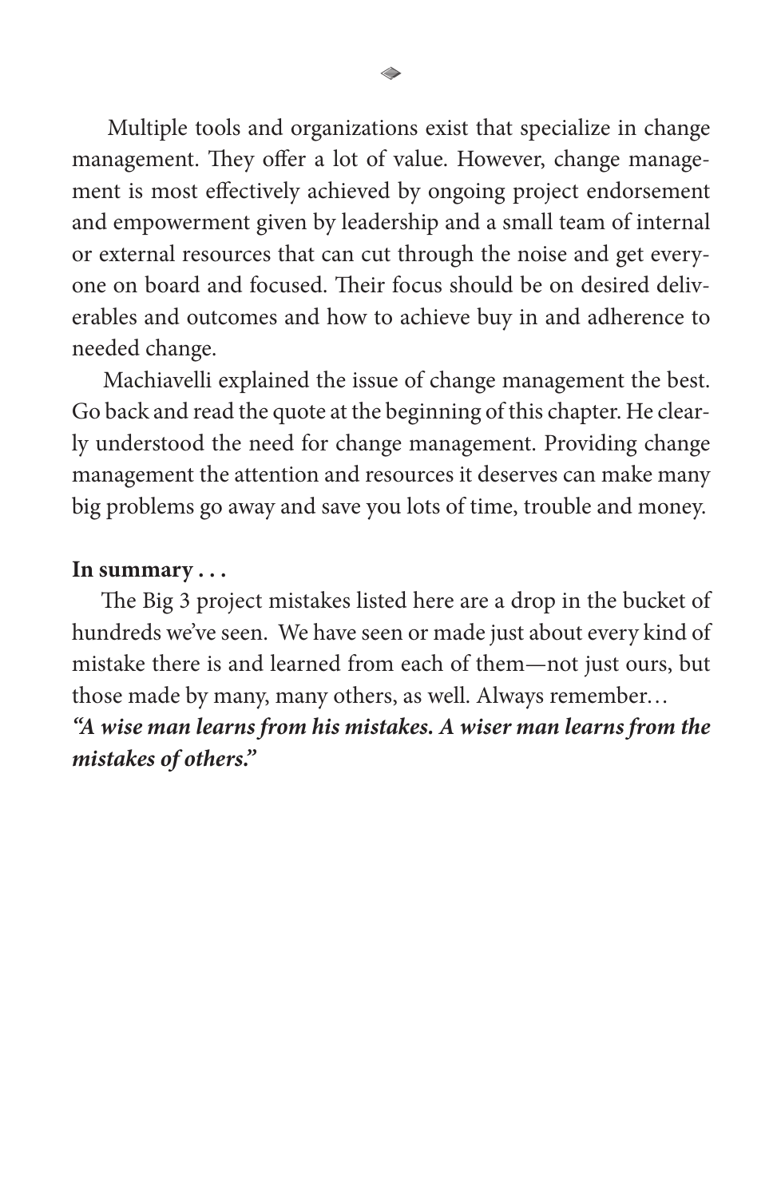Multiple tools and organizations exist that specialize in change management. They offer a lot of value. However, change management is most effectively achieved by ongoing project endorsement and empowerment given by leadership and a small team of internal or external resources that can cut through the noise and get everyone on board and focused. Their focus should be on desired deliverables and outcomes and how to achieve buy in and adherence to needed change.

Machiavelli explained the issue of change management the best. Go back and read the quote at the beginning of this chapter. He clearly understood the need for change management. Providing change management the attention and resources it deserves can make many big problems go away and save you lots of time, trouble and money.

**In summary . . .**

The Big 3 project mistakes listed here are a drop in the bucket of hundreds we've seen. We have seen or made just about every kind of mistake there is and learned from each of them—not just ours, but those made by many, many others, as well. Always remember…

***"A wise man learns from his mistakes. A wiser man learns from the mistakes of others."***